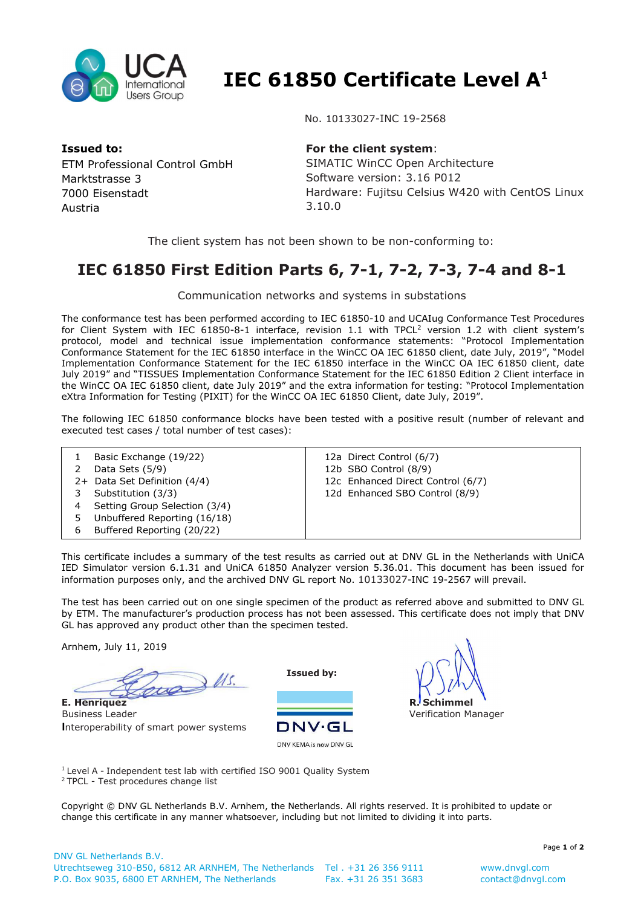# IEC 61850 Certificate Level A[1]

No. 10133027-INC 19-2568

**Issued to:**
ETM Professional Control GmbH
Marktstrasse 3
7000 Eisenstadt
Austria

**For the client system**:
SIMATIC WinCC Open Architecture
Software version: 3.16 P012
Hardware: Fujitsu Celsius W420 with CentOS Linux 3.10.0

The client system has not been shown to be non-conforming to:

## IEC 61850 First Edition Parts 6, 7-1, 7-2, 7-3, 7-4 and 8-1

Communication networks and systems in substations

The conformance test has been performed according to IEC 61850-10 and UCAIug Conformance Test Procedures for Client System with IEC 61850-8-1 interface, revision 1.1 with TPCL[2] version 1.2 with client system's protocol, model and technical issue implementation conformance statements: "Protocol Implementation Conformance Statement for the IEC 61850 interface in the WinCC OA IEC 61850 client, date July, 2019", "Model Implementation Conformance Statement for the IEC 61850 interface in the WinCC OA IEC 61850 client, date July 2019" and "TISSUES Implementation Conformance Statement for the IEC 61850 Edition 2 Client interface in the WinCC OA IEC 61850 client, date July 2019" and the extra information for testing: "Protocol Implementation eXtra Information for Testing (PIXIT) for the WinCC OA IEC 61850 Client, date July, 2019".

The following IEC 61850 conformance blocks have been tested with a positive result (number of relevant and executed test cases / total number of test cases):

| | |
|---|---|
| 1 Basic Exchange (19/22) | 12a Direct Control (6/7) |
| 2 Data Sets (5/9) | 12b SBO Control (8/9) |
| 2+ Data Set Definition (4/4) | 12c Enhanced Direct Control (6/7) |
| 3 Substitution (3/3) | 12d Enhanced SBO Control (8/9) |
| 4 Setting Group Selection (3/4) | |
| 5 Unbuffered Reporting (16/18) | |
| 6 Buffered Reporting (20/22) | |

This certificate includes a summary of the test results as carried out at DNV GL in the Netherlands with UniCA IED Simulator version 6.1.31 and UniCA 61850 Analyzer version 5.36.01. This document has been issued for information purposes only, and the archived DNV GL report No. 10133027-INC 19-2567 will prevail.

The test has been carried out on one single specimen of the product as referred above and submitted to DNV GL by ETM. The manufacturer's production process has not been assessed. This certificate does not imply that DNV GL has approved any product other than the specimen tested.

Arnhem, July 11, 2019

**E. Henriquez**
Business Leader
Interoperability of smart power systems

**Issued by:**
DNV·GL
DNV KEMA is now DNV GL

**R. Schimmel**
Verification Manager

[1] Level A - Independent test lab with certified ISO 9001 Quality System
[2] TPCL - Test procedures change list

Copyright © DNV GL Netherlands B.V. Arnhem, the Netherlands. All rights reserved. It is prohibited to update or change this certificate in any manner whatsoever, including but not limited to dividing it into parts.

DNV GL Netherlands B.V.
Utrechtseweg 310-B50, 6812 AR ARNHEM, The Netherlands
P.O. Box 9035, 6800 ET ARNHEM, The Netherlands
Tel . +31 26 356 9111
Fax. +31 26 351 3683
www.dnvgl.com
contact@dnvgl.com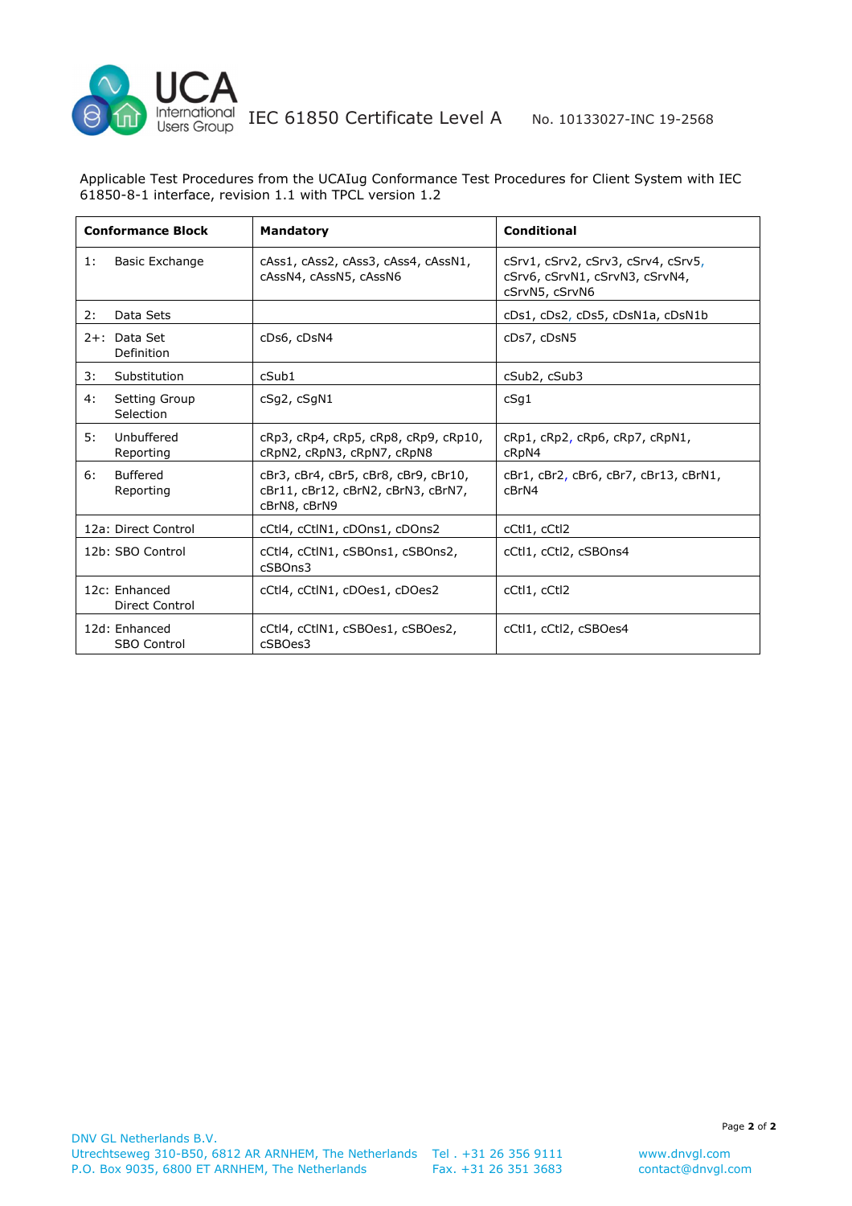IEC 61850 Certificate Level A    No. 10133027-INC 19-2568

Applicable Test Procedures from the UCAIug Conformance Test Procedures for Client System with IEC 61850-8-1 interface, revision 1.1 with TPCL version 1.2

| Conformance Block | Mandatory | Conditional |
|---|---|---|
| 1: Basic Exchange | cAss1, cAss2, cAss3, cAss4, cAssN1, cAssN4, cAssN5, cAssN6 | cSrv1, cSrv2, cSrv3, cSrv4, cSrv5, cSrv6, cSrvN1, cSrvN3, cSrvN4, cSrvN5, cSrvN6 |
| 2: Data Sets | | cDs1, cDs2, cDs5, cDsN1a, cDsN1b |
| 2+: Data Set Definition | cDs6, cDsN4 | cDs7, cDsN5 |
| 3: Substitution | cSub1 | cSub2, cSub3 |
| 4: Setting Group Selection | cSg2, cSgN1 | cSg1 |
| 5: Unbuffered Reporting | cRp3, cRp4, cRp5, cRp8, cRp9, cRp10, cRpN2, cRpN3, cRpN7, cRpN8 | cRp1, cRp2, cRp6, cRp7, cRpN1, cRpN4 |
| 6: Buffered Reporting | cBr3, cBr4, cBr5, cBr8, cBr9, cBr10, cBr11, cBr12, cBrN2, cBrN3, cBrN7, cBrN8, cBrN9 | cBr1, cBr2, cBr6, cBr7, cBr13, cBrN1, cBrN4 |
| 12a: Direct Control | cCtl4, cCtlN1, cDOns1, cDOns2 | cCtl1, cCtl2 |
| 12b: SBO Control | cCtl4, cCtlN1, cSBOns1, cSBOns2, cSBOns3 | cCtl1, cCtl2, cSBOns4 |
| 12c: Enhanced Direct Control | cCtl4, cCtlN1, cDOes1, cDOes2 | cCtl1, cCtl2 |
| 12d: Enhanced SBO Control | cCtl4, cCtlN1, cSBOes1, cSBOes2, cSBOes3 | cCtl1, cCtl2, cSBOes4 |

DNV GL Netherlands B.V.
Utrechtseweg 310-B50, 6812 AR ARNHEM, The Netherlands    Tel . +31 26 356 9111    www.dnvgl.com
P.O. Box 9035, 6800 ET ARNHEM, The Netherlands    Fax. +31 26 351 3683    contact@dnvgl.com